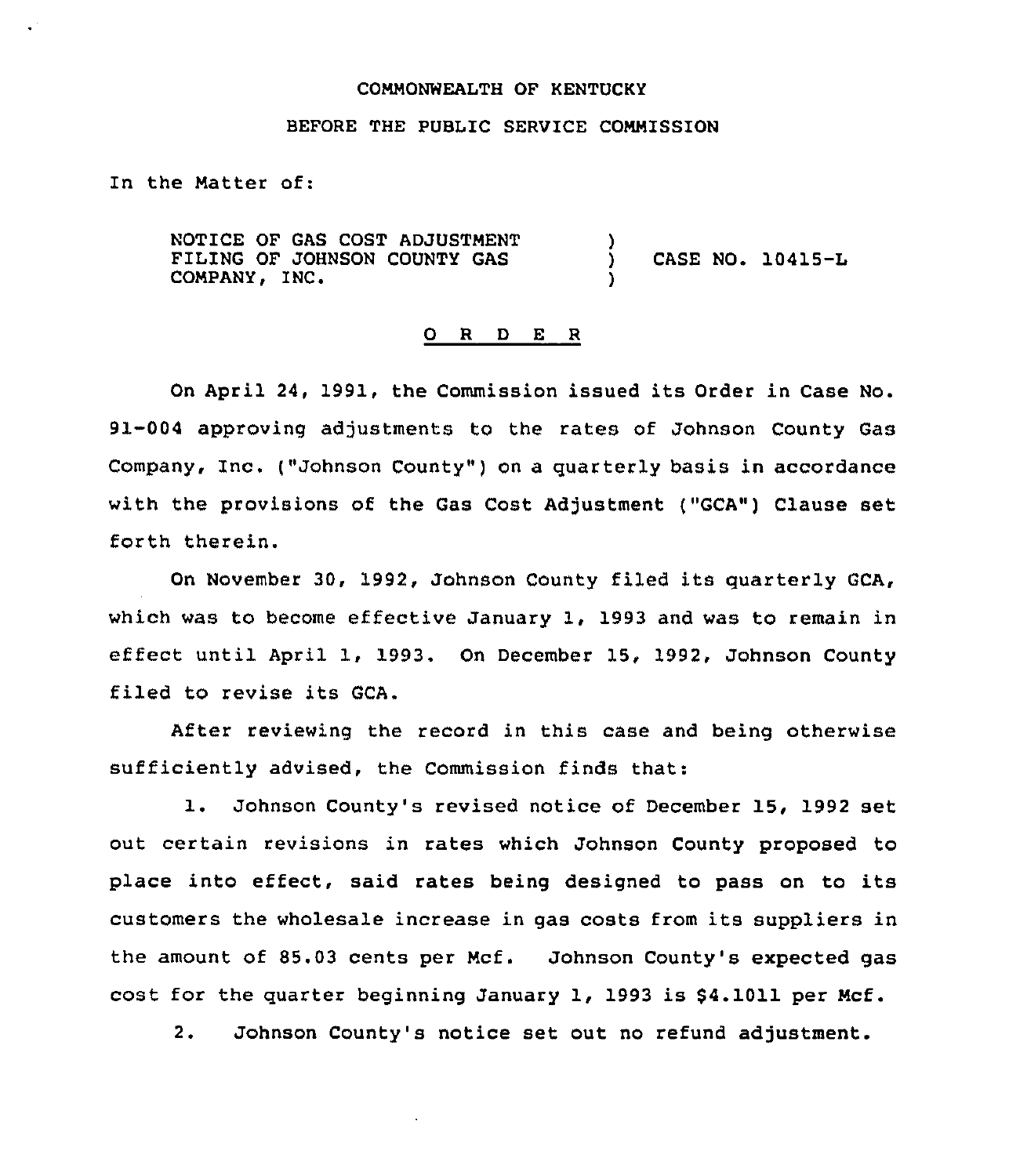COMMONWEALTH OF KENTUCKY

BEFORE THE PUBLIC SERVICE COMMISSION

In the Matter of:

NOTICE OF GAS COST ADJUSTMENT FILING OF JOHNSON COUNTY GAS COMPANY, INC. ) CASE NO. 10415-L

## O R D E R

On April 24, 1991, the Commission issued its Order in Case No. 91-004 approving adjustments to the rates of Johnson County Gas Company, Inc. ("Johnson County") on a quarterly basis in accordance with the provisions of the Gas Cost Adjustment ("GCA") Clause set forth therein.

On November 30, 1992, Johnson County filed its quarterly GCA, which was to become effective January 1, 1993 and was to remain in effect until April 1, 1993. On December 15, 1992, Johnson County filed to revise its GCA.

After reviewing the record in this case and being otherwise sufficiently advised, the Commission finds that:

1. Johnson County's revised notice of December 15, 1992 set out certain revisions in rates which Johnson County proposed to place into effect, said rates being designed to pass on to its customers the wholesale increase in gas costs from its suppliers in the amount of 85.03 cents per Mcf. Johnson County's expected gas cost for the quarter beginning January 1, 1993 is $4.1011 per Mcf.

2. Johnson County's notice set out no refund adjustment.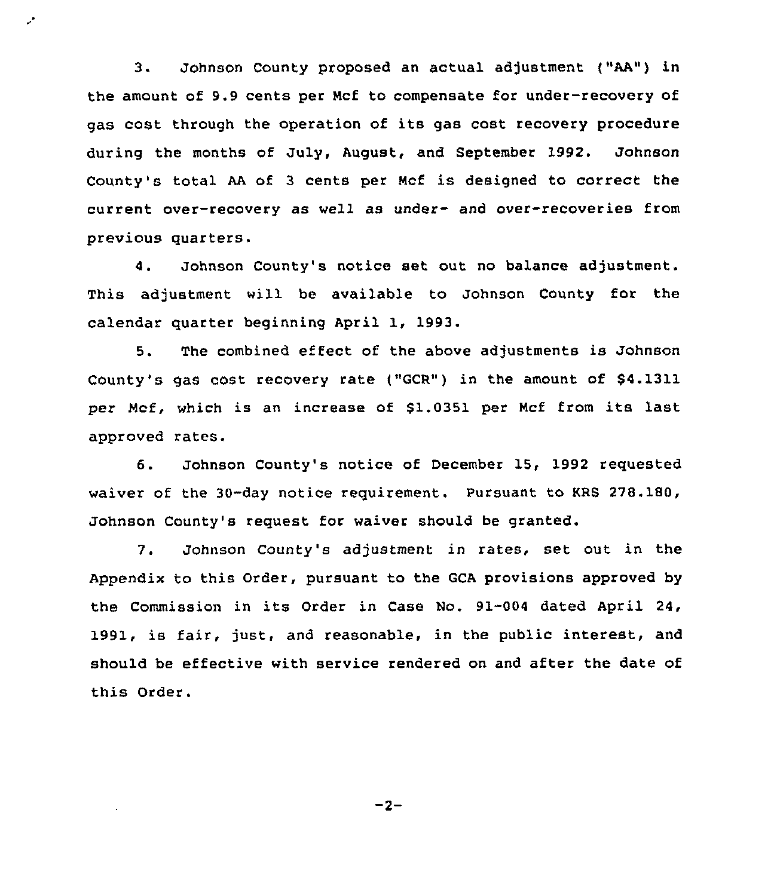3. Johnson County proposed an actual adjustment ("AA") in the amount of 9.9 cents per Mcf to compensate for under-recovery of gas cost through the operation of its gas cost recovery procedure during the months of July, August, and September 1992. Johnson County's total AA of 3 cents per Mcf is designed to correct the current over-recovery as well as under- and over-recoveries from previous quarters.

4. Johnson County's notice set out no balance adjustment. This adjustment will be available to Johnson County for the calendar quarter beginning April 1, 1993.

5. The combined effect of the above adjustments is Johnson County's gas cost recovery rate ("GCR") in the amount of $4.1311 per Mcf, which is an increase of $1.0351 per Mcf from its last approved rates.

6. Johnson County's notice of December 15, 1992 requested waiver of the 30-day notice requirement. Pursuant to KRS 278.180, Johnson County's request for waiver should be granted.

7. Johnson County's adjustment in rates, set out in the Appendix to this Order, pursuant to the GCA provisions approved by the Commission in its Order in Case No. 91-004 dated April 24, 1991, is fair, just, and reasonable, in the public interest, and should be effective with service rendered on and after the date of this Order.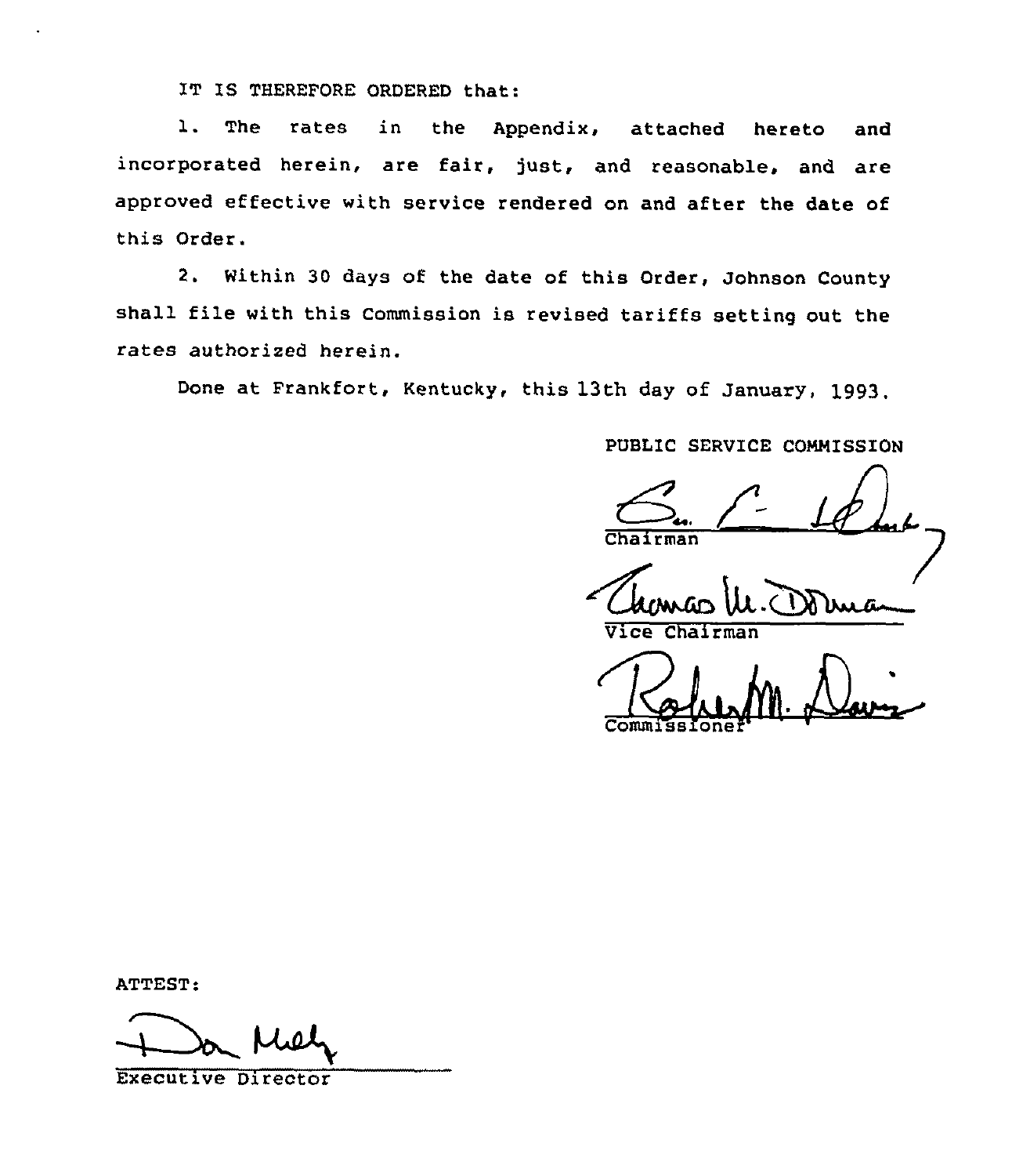IT IS THEREFORE ORDERED that:

1. The rates in the Appendix, attached hereto and incorporated herein, are fair, just, and reasonable, and are approved effective with service rendered on and after the date of this Order.

2. Within 30 days of the date of this Order, Johnson County shall file with this Commission is revised tariffs setting out the rates authorized herein.

Done at Frankfort, Kentucky, this 13th day of January, 1993.

PUBLIC SERVICE COMMISSION

Chairman

Vice Chairman

Commissioner

ATTEST:

Executive Director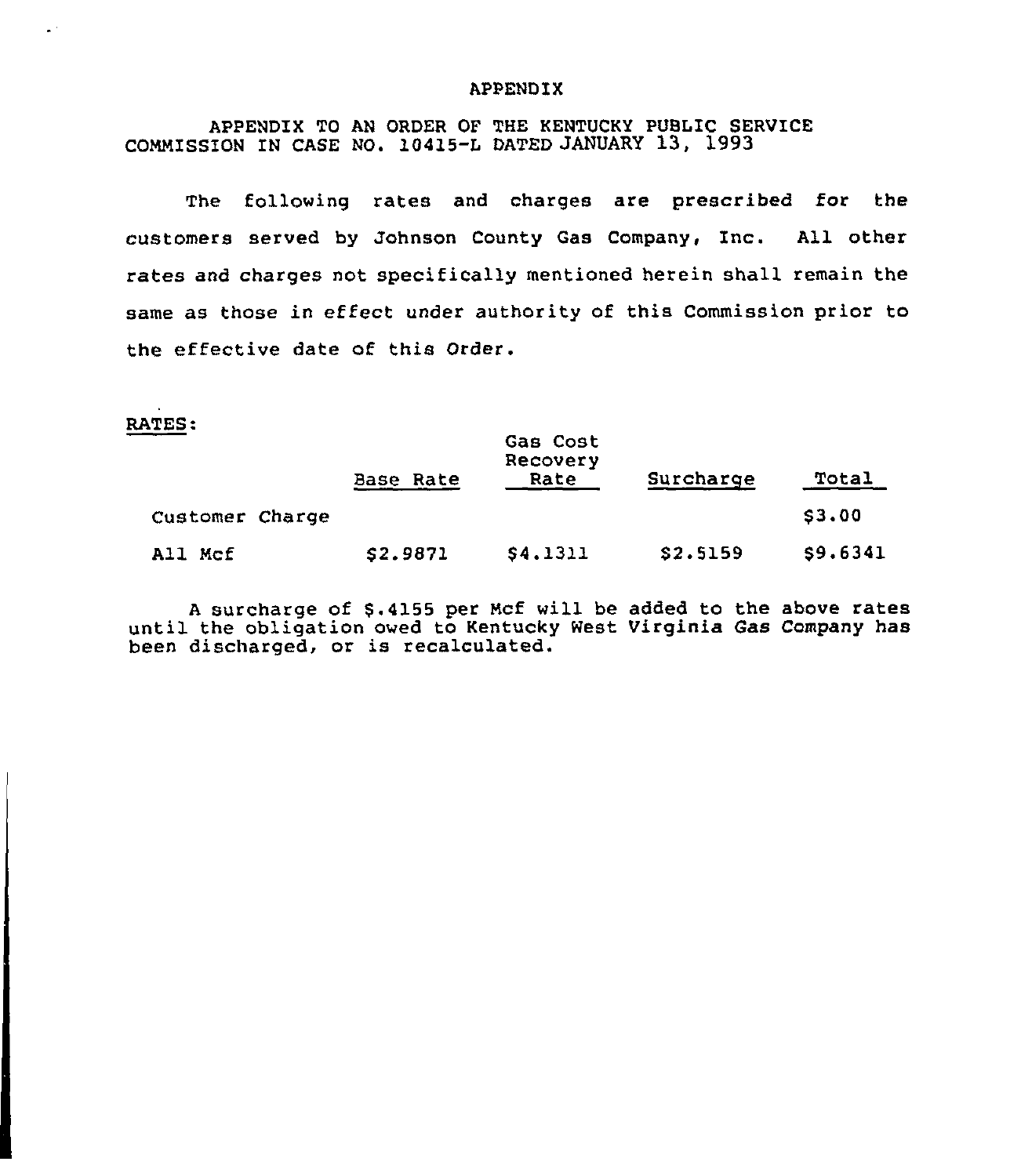# APPENDIX

APPENDIX TO AN ORDER OF THE KENTUCKY PUBLIC SERVICE COMMISSION IN CASE NO. 10415-L DATED JANUARY 13, 1993

The following rates and charges are prescribed for the customers served by Johnson County Gas Company, Inc. All other rates and charges not specifically mentioned herein shall remain the same as those in effect under authority of this Commission prior to the effective date of this Order.

RATES:

| | Base Rate | Gas Cost Recovery Rate | Surcharge | Total |
|---|---|---|---|---|
| Customer Charge | | | | $3.00 |
| All Mcf | $2.9871 | $4.1311 | $2.5159 | $9.6341 |

A surcharge of $.4155 per Mcf will be added to the above rates until the obligation owed to Kentucky West Virginia Gas Company has been discharged, or is recalculated.